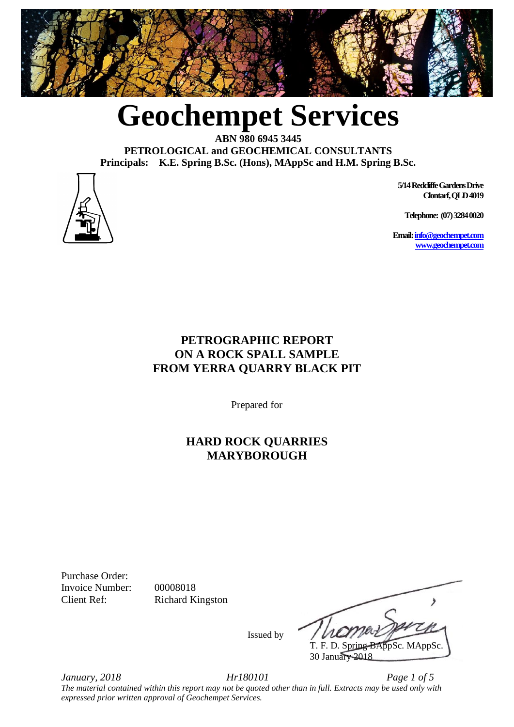# Geochempet Services

**ABN 980 6945 3445**
**PETROLOGICAL and GEOCHEMICAL CONSULTANTS**
**Principals: K.E. Spring B.Sc. (Hons), MAppSc and H.M. Spring B.Sc.**

5/14 Redcliffe Gardens Drive
Clontarf, QLD 4019

Telephone: (07) 3284 0020

Email: info@geochempet.com
www.geochempet.com

## PETROGRAPHIC REPORT ON A ROCK SPALL SAMPLE FROM YERRA QUARRY BLACK PIT

Prepared for

## HARD ROCK QUARRIES MARYBOROUGH

Purchase Order:
Invoice Number: 00008018
Client Ref: Richard Kingston

Issued by

T. F. D. Spring BAppSc. MAppSc.
30 January 2018

*January, 2018* *Hr180101*

*The material contained within this report may not be quoted other than in full. Extracts may be used only with expressed prior written approval of Geochempet Services.*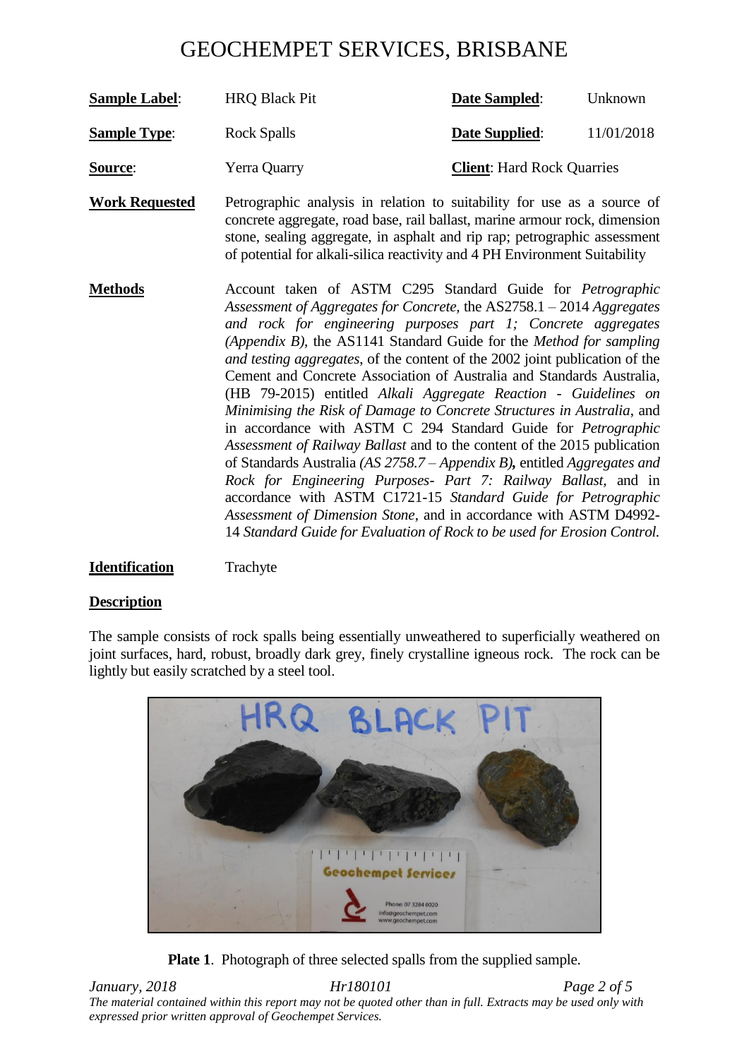# GEOCHEMPET SERVICES, BRISBANE

| | | | |
|---|---|---|---|
| **Sample Label**: | HRQ Black Pit | **Date Sampled**: | Unknown |
| **Sample Type**: | Rock Spalls | **Date Supplied**: | 11/01/2018 |
| **Source**: | Yerra Quarry | **Client**: Hard Rock Quarries | |

**Work Requested**

Petrographic analysis in relation to suitability for use as a source of concrete aggregate, road base, rail ballast, marine armour rock, dimension stone, sealing aggregate, in asphalt and rip rap; petrographic assessment of potential for alkali-silica reactivity and 4 PH Environment Suitability

**Methods**

Account taken of ASTM C295 Standard Guide for *Petrographic Assessment of Aggregates for Concrete*, the AS2758.1 – 2014 *Aggregates and rock for engineering purposes part 1; Concrete aggregates (Appendix B)*, the AS1141 Standard Guide for the *Method for sampling and testing aggregates*, of the content of the 2002 joint publication of the Cement and Concrete Association of Australia and Standards Australia, (HB 79-2015) entitled *Alkali Aggregate Reaction - Guidelines on Minimising the Risk of Damage to Concrete Structures in Australia*, and in accordance with ASTM C 294 Standard Guide for *Petrographic Assessment of Railway Ballast* and to the content of the 2015 publication of Standards Australia *(AS 2758.7 – Appendix B)*, entitled *Aggregates and Rock for Engineering Purposes- Part 7: Railway Ballast,* and in accordance with ASTM C1721-15 *Standard Guide for Petrographic Assessment of Dimension Stone*, and in accordance with ASTM D4992-14 *Standard Guide for Evaluation of Rock to be used for Erosion Control.*

**Identification**

Trachyte

**Description**

The sample consists of rock spalls being essentially unweathered to superficially weathered on joint surfaces, hard, robust, broadly dark grey, finely crystalline igneous rock. The rock can be lightly but easily scratched by a steel tool.

**Plate 1**. Photograph of three selected spalls from the supplied sample.

*January, 2018* *Hr180101*

*The material contained within this report may not be quoted other than in full. Extracts may be used only with expressed prior written approval of Geochempet Services.*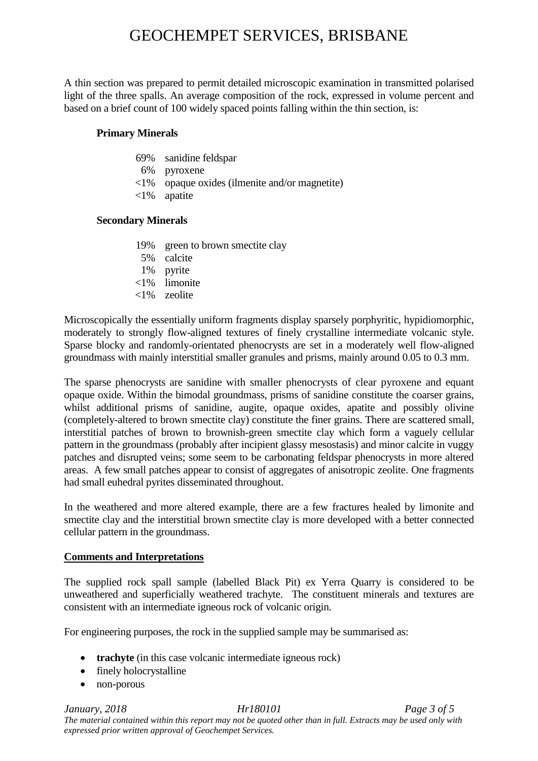A thin section was prepared to permit detailed microscopic examination in transmitted polarised light of the three spalls. An average composition of the rock, expressed in volume percent and based on a brief count of 100 widely spaced points falling within the thin section, is:

**Primary Minerals**

- 69% sanidine feldspar
- 6% pyroxene
- <1% opaque oxides (ilmenite and/or magnetite)
- <1% apatite

**Secondary Minerals**

- 19% green to brown smectite clay
- 5% calcite
- 1% pyrite
- <1% limonite
- <1% zeolite

Microscopically the essentially uniform fragments display sparsely porphyritic, hypidiomorphic, moderately to strongly flow-aligned textures of finely crystalline intermediate volcanic style. Sparse blocky and randomly-orientated phenocrysts are set in a moderately well flow-aligned groundmass with mainly interstitial smaller granules and prisms, mainly around 0.05 to 0.3 mm.

The sparse phenocrysts are sanidine with smaller phenocrysts of clear pyroxene and equant opaque oxide. Within the bimodal groundmass, prisms of sanidine constitute the coarser grains, whilst additional prisms of sanidine, augite, opaque oxides, apatite and possibly olivine (completely-altered to brown smectite clay) constitute the finer grains. There are scattered small, interstitial patches of brown to brownish-green smectite clay which form a vaguely cellular pattern in the groundmass (probably after incipient glassy mesostasis) and minor calcite in vuggy patches and disrupted veins; some seem to be carbonating feldspar phenocrysts in more altered areas. A few small patches appear to consist of aggregates of anisotropic zeolite. One fragments had small euhedral pyrites disseminated throughout.

In the weathered and more altered example, there are a few fractures healed by limonite and smectite clay and the interstitial brown smectite clay is more developed with a better connected cellular pattern in the groundmass.

**Comments and Interpretations**

The supplied rock spall sample (labelled Black Pit) ex Yerra Quarry is considered to be unweathered and superficially weathered trachyte. The constituent minerals and textures are consistent with an intermediate igneous rock of volcanic origin.

For engineering purposes, the rock in the supplied sample may be summarised as:

- **trachyte** (in this case volcanic intermediate igneous rock)
- finely holocrystalline
- non-porous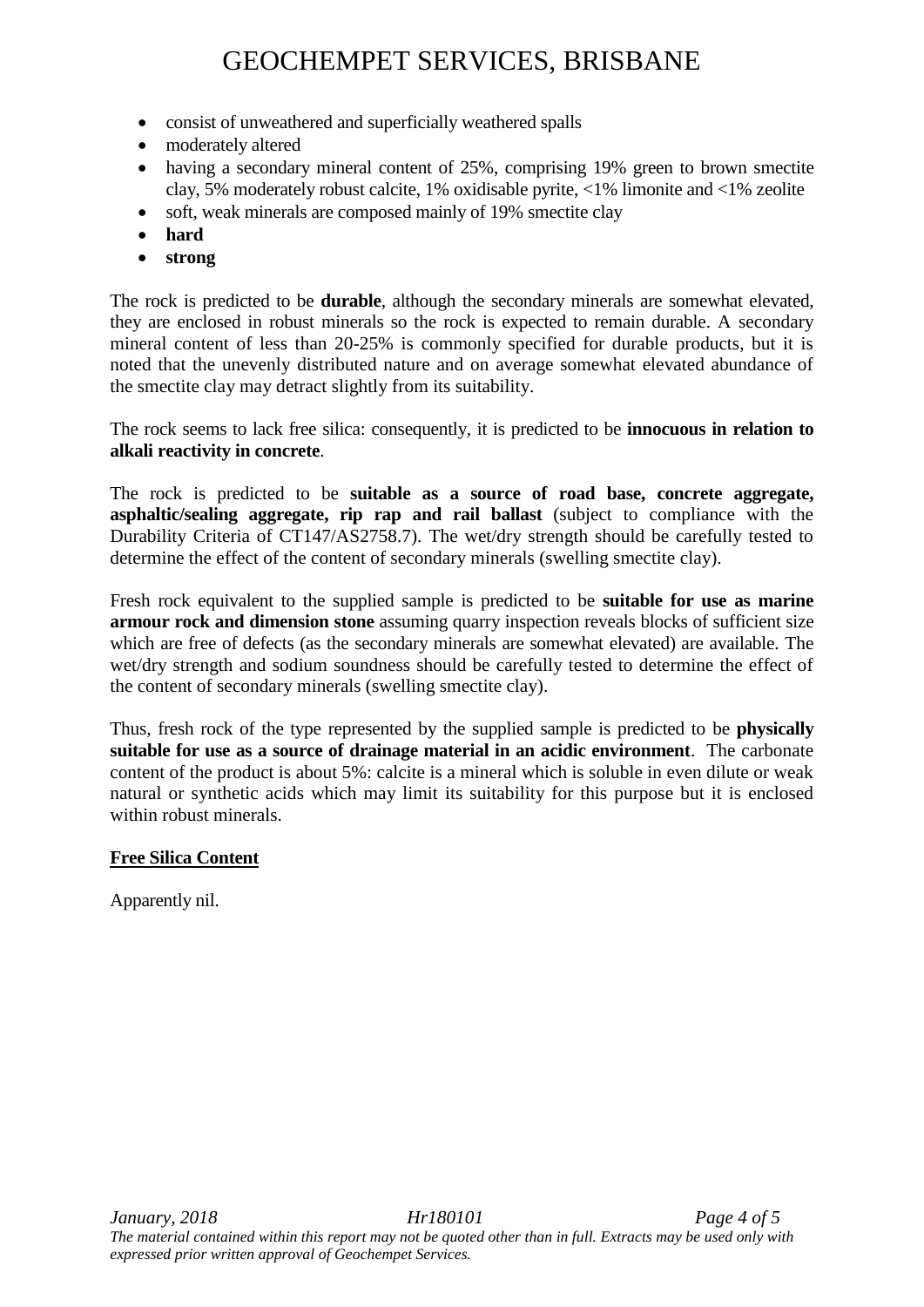- consist of unweathered and superficially weathered spalls
- moderately altered
- having a secondary mineral content of 25%, comprising 19% green to brown smectite clay, 5% moderately robust calcite, 1% oxidisable pyrite, <1% limonite and <1% zeolite
- soft, weak minerals are composed mainly of 19% smectite clay
- **hard**
- **strong**

The rock is predicted to be **durable**, although the secondary minerals are somewhat elevated, they are enclosed in robust minerals so the rock is expected to remain durable. A secondary mineral content of less than 20-25% is commonly specified for durable products, but it is noted that the unevenly distributed nature and on average somewhat elevated abundance of the smectite clay may detract slightly from its suitability.

The rock seems to lack free silica: consequently, it is predicted to be **innocuous in relation to alkali reactivity in concrete**.

The rock is predicted to be **suitable as a source of road base, concrete aggregate, asphaltic/sealing aggregate, rip rap and rail ballast** (subject to compliance with the Durability Criteria of CT147/AS2758.7). The wet/dry strength should be carefully tested to determine the effect of the content of secondary minerals (swelling smectite clay).

Fresh rock equivalent to the supplied sample is predicted to be **suitable for use as marine armour rock and dimension stone** assuming quarry inspection reveals blocks of sufficient size which are free of defects (as the secondary minerals are somewhat elevated) are available. The wet/dry strength and sodium soundness should be carefully tested to determine the effect of the content of secondary minerals (swelling smectite clay).

Thus, fresh rock of the type represented by the supplied sample is predicted to be **physically suitable for use as a source of drainage material in an acidic environment**. The carbonate content of the product is about 5%: calcite is a mineral which is soluble in even dilute or weak natural or synthetic acids which may limit its suitability for this purpose but it is enclosed within robust minerals.

**Free Silica Content**

Apparently nil.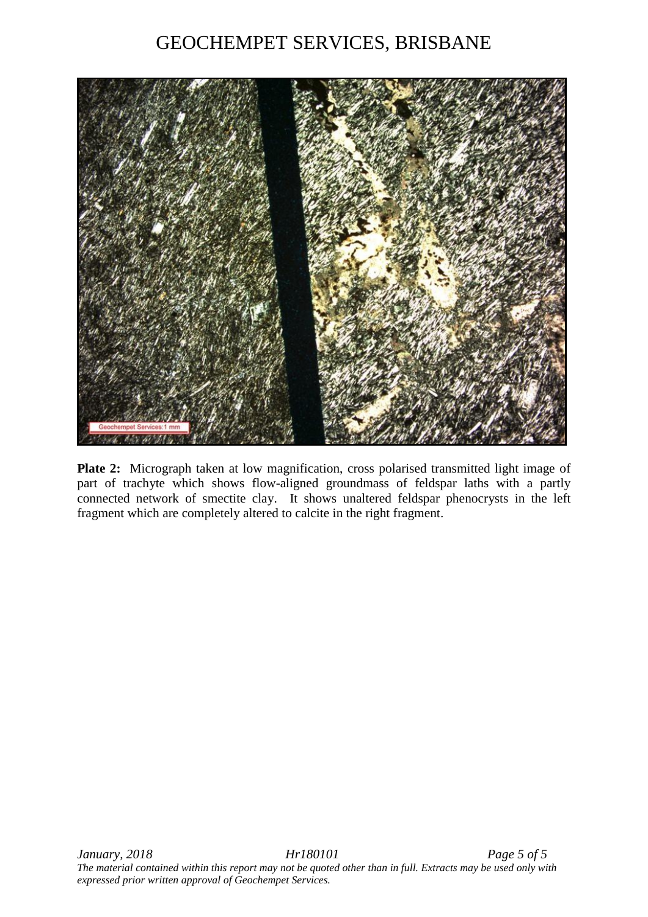**Plate 2:** Micrograph taken at low magnification, cross polarised transmitted light image of part of trachyte which shows flow-aligned groundmass of feldspar laths with a partly connected network of smectite clay. It shows unaltered feldspar phenocrysts in the left fragment which are completely altered to calcite in the right fragment.